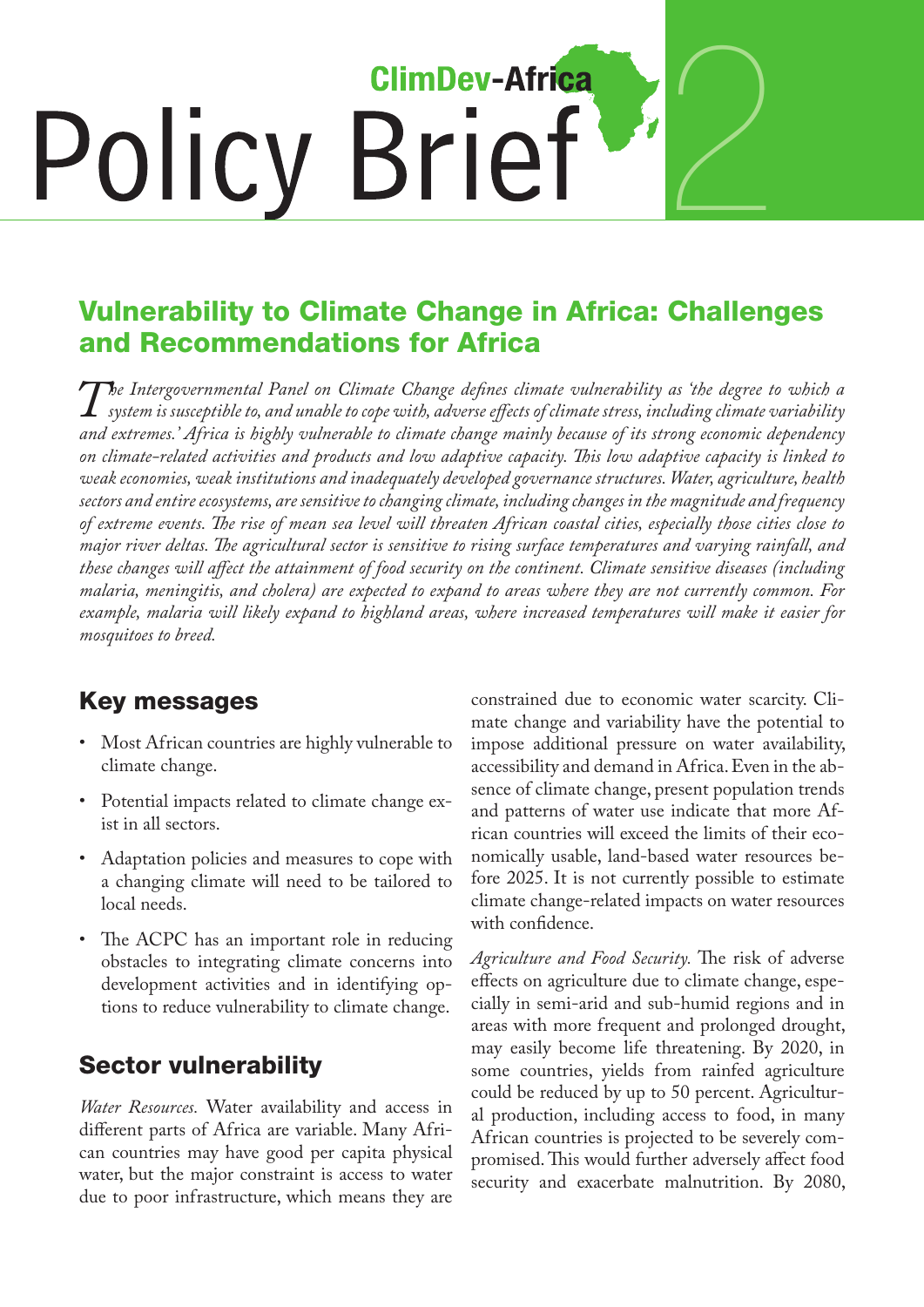ClimDev-Africa

# Policy Brief 2

## Vulnerability to Climate Change in Africa: Challenges and Recommendations for Africa

*The Intergovernmental Panel on Climate Change defines climate vulnerability as 'the degree to which a system is susceptible to, and unable to cope with, adverse effects of climate stress, including climate variability and extremes.' Africa is highly vulnerable to climate change mainly because of its strong economic dependency on climate-related activities and products and low adaptive capacity. This low adaptive capacity is linked to weak economies, weak institutions and inadequately developed governance structures. Water, agriculture, health sectors and entire ecosystems, are sensitive to changing climate, including changes in the magnitude and frequency of extreme events. The rise of mean sea level will threaten African coastal cities, especially those cities close to major river deltas. The agricultural sector is sensitive to rising surface temperatures and varying rainfall, and these changes will affect the attainment of food security on the continent. Climate sensitive diseases (including malaria, meningitis, and cholera) are expected to expand to areas where they are not currently common. For example, malaria will likely expand to highland areas, where increased temperatures will make it easier for mosquitoes to breed.*

### Key messages

- Most African countries are highly vulnerable to climate change.
- Potential impacts related to climate change exist in all sectors.
- Adaptation policies and measures to cope with a changing climate will need to be tailored to local needs.
- The ACPC has an important role in reducing obstacles to integrating climate concerns into development activities and in identifying options to reduce vulnerability to climate change.

### Sector vulnerability

*Water Resources.* Water availability and access in different parts of Africa are variable. Many African countries may have good per capita physical water, but the major constraint is access to water due to poor infrastructure, which means they are constrained due to economic water scarcity. Climate change and variability have the potential to impose additional pressure on water availability, accessibility and demand in Africa. Even in the absence of climate change, present population trends and patterns of water use indicate that more African countries will exceed the limits of their economically usable, land-based water resources before 2025. It is not currently possible to estimate climate change-related impacts on water resources with confidence.

*Agriculture and Food Security.* The risk of adverse effects on agriculture due to climate change, especially in semi-arid and sub-humid regions and in areas with more frequent and prolonged drought, may easily become life threatening. By 2020, in some countries, yields from rainfed agriculture could be reduced by up to 50 percent. Agricultural production, including access to food, in many African countries is projected to be severely compromised. This would further adversely affect food security and exacerbate malnutrition. By 2080,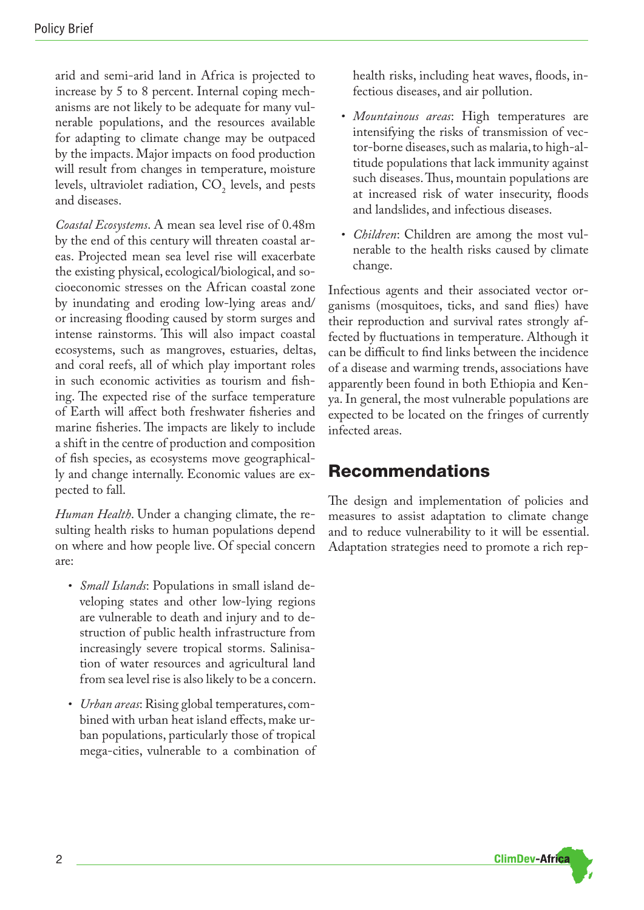arid and semi-arid land in Africa is projected to increase by 5 to 8 percent. Internal coping mechanisms are not likely to be adequate for many vulnerable populations, and the resources available for adapting to climate change may be outpaced by the impacts. Major impacts on food production will result from changes in temperature, moisture levels, ultraviolet radiation, $CO_2$ levels, and pests and diseases.

*Coastal Ecosystems*. A mean sea level rise of 0.48m by the end of this century will threaten coastal areas. Projected mean sea level rise will exacerbate the existing physical, ecological/biological, and socioeconomic stresses on the African coastal zone by inundating and eroding low-lying areas and/or increasing flooding caused by storm surges and intense rainstorms. This will also impact coastal ecosystems, such as mangroves, estuaries, deltas, and coral reefs, all of which play important roles in such economic activities as tourism and fishing. The expected rise of the surface temperature of Earth will affect both freshwater fisheries and marine fisheries. The impacts are likely to include a shift in the centre of production and composition of fish species, as ecosystems move geographically and change internally. Economic values are expected to fall.

*Human Health*. Under a changing climate, the resulting health risks to human populations depend on where and how people live. Of special concern are:

- *Small Islands*: Populations in small island developing states and other low-lying regions are vulnerable to death and injury and to destruction of public health infrastructure from increasingly severe tropical storms. Salinisation of water resources and agricultural land from sea level rise is also likely to be a concern.
- *Urban areas*: Rising global temperatures, combined with urban heat island effects, make urban populations, particularly those of tropical mega-cities, vulnerable to a combination of health risks, including heat waves, floods, infectious diseases, and air pollution.
- *Mountainous areas*: High temperatures are intensifying the risks of transmission of vector-borne diseases, such as malaria, to high-altitude populations that lack immunity against such diseases. Thus, mountain populations are at increased risk of water insecurity, floods and landslides, and infectious diseases.
- *Children*: Children are among the most vulnerable to the health risks caused by climate change.

Infectious agents and their associated vector organisms (mosquitoes, ticks, and sand flies) have their reproduction and survival rates strongly affected by fluctuations in temperature. Although it can be difficult to find links between the incidence of a disease and warming trends, associations have apparently been found in both Ethiopia and Kenya. In general, the most vulnerable populations are expected to be located on the fringes of currently infected areas.

## Recommendations

The design and implementation of policies and measures to assist adaptation to climate change and to reduce vulnerability to it will be essential. Adaptation strategies need to promote a rich rep-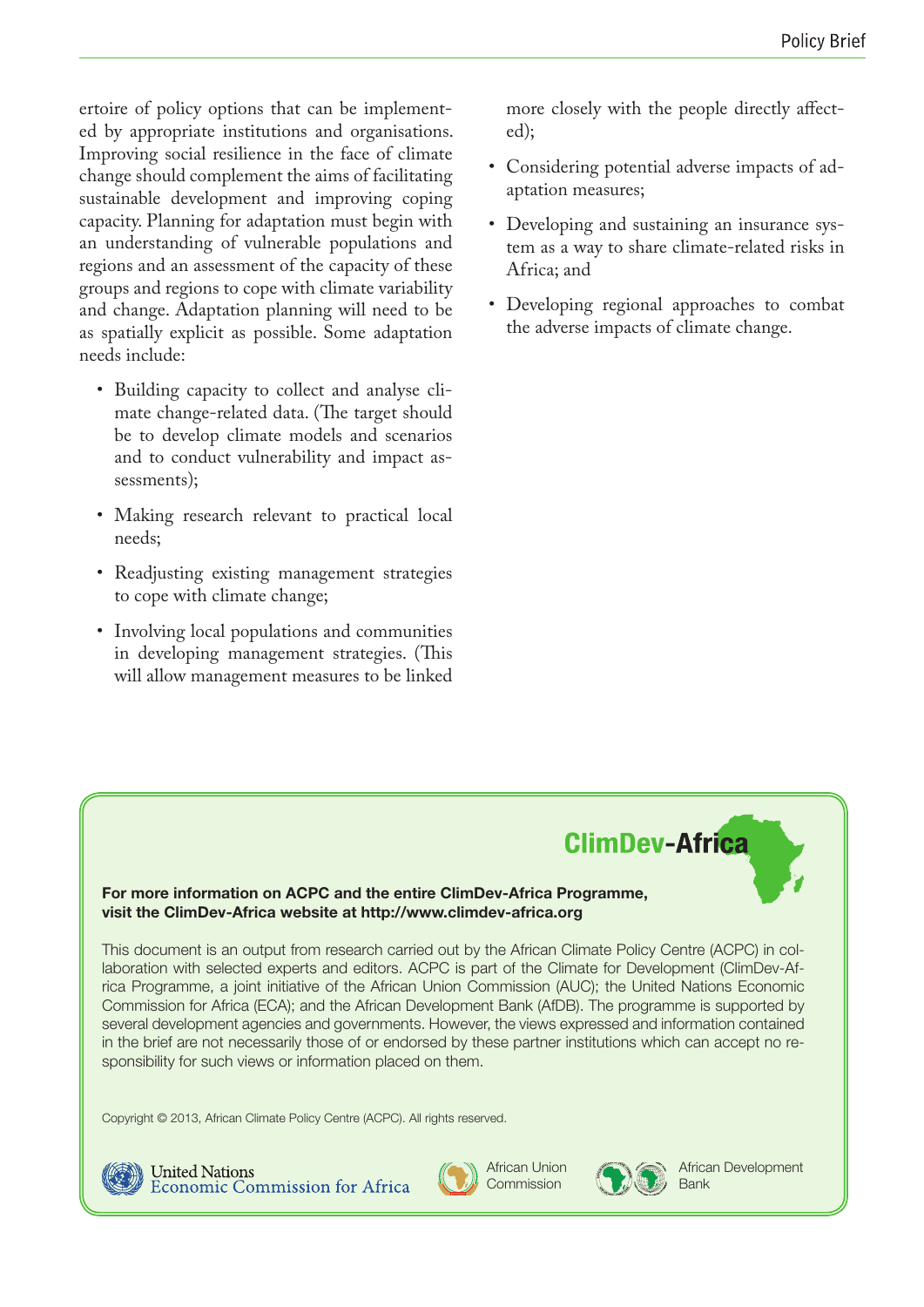ertoire of policy options that can be implemented by appropriate institutions and organisations. Improving social resilience in the face of climate change should complement the aims of facilitating sustainable development and improving coping capacity. Planning for adaptation must begin with an understanding of vulnerable populations and regions and an assessment of the capacity of these groups and regions to cope with climate variability and change. Adaptation planning will need to be as spatially explicit as possible. Some adaptation needs include:

- Building capacity to collect and analyse climate change-related data. (The target should be to develop climate models and scenarios and to conduct vulnerability and impact assessments);
- Making research relevant to practical local needs;
- Readjusting existing management strategies to cope with climate change;
- Involving local populations and communities in developing management strategies. (This will allow management measures to be linked more closely with the people directly affected);
- Considering potential adverse impacts of adaptation measures;
- Developing and sustaining an insurance system as a way to share climate-related risks in Africa; and
- Developing regional approaches to combat the adverse impacts of climate change.

**ClimDev-Africa**

**For more information on ACPC and the entire ClimDev-Africa Programme, visit the ClimDev-Africa website at http://www.climdev-africa.org**

This document is an output from research carried out by the African Climate Policy Centre (ACPC) in collaboration with selected experts and editors. ACPC is part of the Climate for Development (ClimDev-Africa Programme, a joint initiative of the African Union Commission (AUC); the United Nations Economic Commission for Africa (ECA); and the African Development Bank (AfDB). The programme is supported by several development agencies and governments. However, the views expressed and information contained in the brief are not necessarily those of or endorsed by these partner institutions which can accept no responsibility for such views or information placed on them.

Copyright © 2013, African Climate Policy Centre (ACPC). All rights reserved.

United Nations Economic Commission for Africa

African Union Commission

African Development Bank